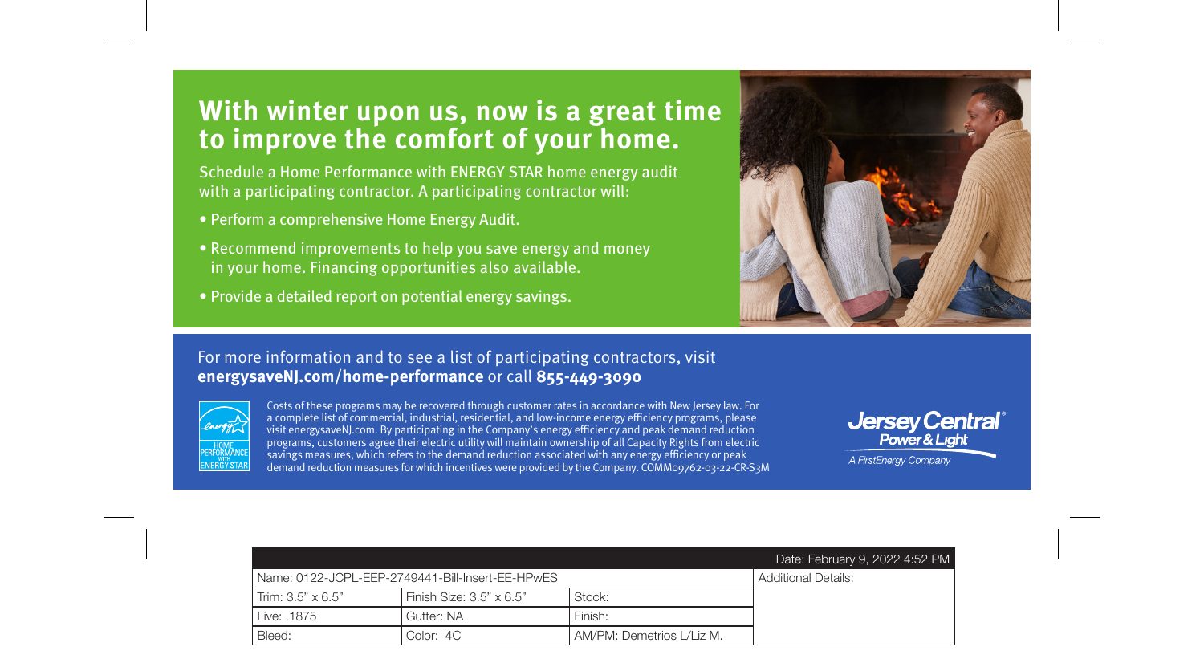# With winter upon us, now is a great time to improve the comfort of your home.

Schedule a Home Performance with ENERGY STAR home energy audit with a participating contractor. A participating contractor will:

- Perform a comprehensive Home Energy Audit.
- Recommend improvements to help you save energy and money in your home. Financing opportunities also available.
- Provide a detailed report on potential energy savings.

For more information and to see a list of participating contractors, visit **energysaveNJ.com/home-performance** or call **855-449-3090**

HOME PERFORMANCE WITH ENERGY STAR

Costs of these programs may be recovered through customer rates in accordance with New Jersey law. For a complete list of commercial, industrial, residential, and low-income energy efficiency programs, please visit energysaveNJ.com. By participating in the Company's energy efficiency and peak demand reduction programs, customers agree their electric utility will maintain ownership of all Capacity Rights from electric savings measures, which refers to the demand reduction associated with any energy efficiency or peak demand reduction measures for which incentives were provided by the Company. COMM09762-03-22-CR-S3M

Jersey Central Power & Light
*A FirstEnergy Company*

| | | | Date: February 9, 2022 4:52 PM |
|---|---|---|---|
| Name: 0122-JCPL-EEP-2749441-Bill-Insert-EE-HPwES | | | Additional Details: |
| Trim: 3.5" x 6.5" | Finish Size: 3.5" x 6.5" | Stock: | |
| Live: .1875 | Gutter: NA | Finish: | |
| Bleed: | Color: 4C | AM/PM: Demetrios L/Liz M. | |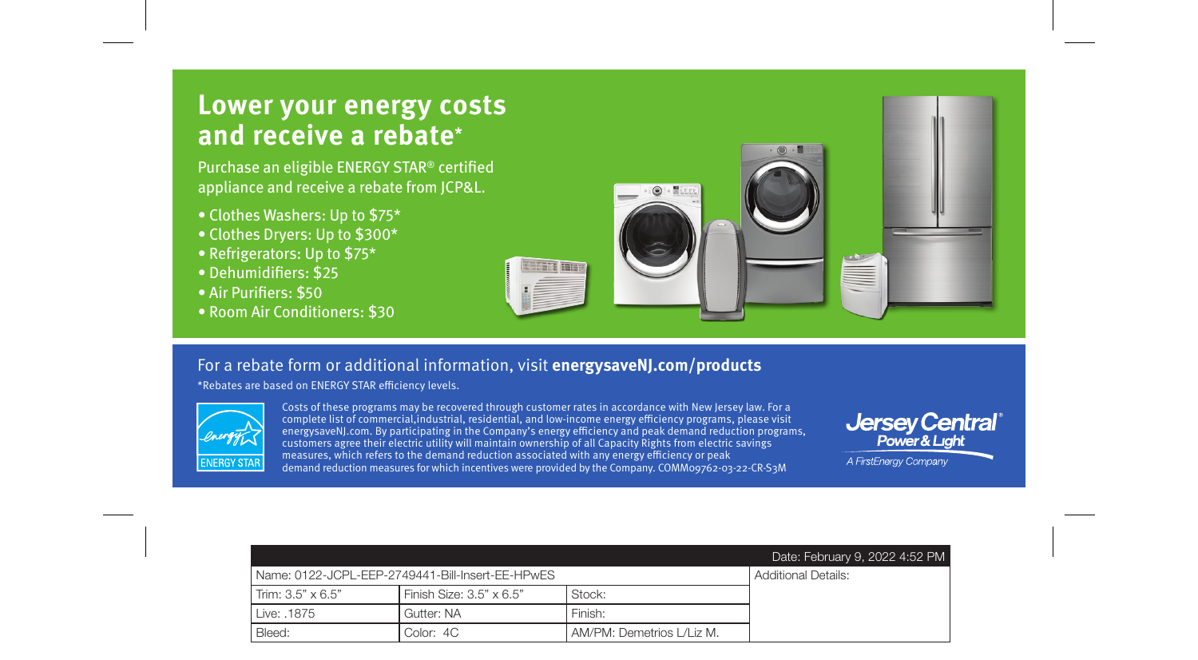# Lower your energy costs and receive a rebate*

Purchase an eligible ENERGY STAR® certified appliance and receive a rebate from JCP&L.

- Clothes Washers: Up to $75*
- Clothes Dryers: Up to $300*
- Refrigerators: Up to $75*
- Dehumidifiers: $25
- Air Purifiers: $50
- Room Air Conditioners: $30

For a rebate form or additional information, visit **energysaveNJ.com/products**

*Rebates are based on ENERGY STAR efficiency levels.

ENERGY STAR

Costs of these programs may be recovered through customer rates in accordance with New Jersey law. For a complete list of commercial,industrial, residential, and low-income energy efficiency programs, please visit energysaveNJ.com. By participating in the Company's energy efficiency and peak demand reduction programs, customers agree their electric utility will maintain ownership of all Capacity Rights from electric savings measures, which refers to the demand reduction associated with any energy efficiency or peak demand reduction measures for which incentives were provided by the Company. COMM09762-03-22-CR-S3M

Jersey Central® Power & Light
A FirstEnergy Company

| | | | |
|---|---|---|---|
| | | | Date: February 9, 2022 4:52 PM |
| Name: 0122-JCPL-EEP-2749441-Bill-Insert-EE-HPwES | | | Additional Details: |
| Trim: 3.5" x 6.5" | Finish Size: 3.5" x 6.5" | Stock: | |
| Live: .1875 | Gutter: NA | Finish: | |
| Bleed: | Color: 4C | AM/PM: Demetrios L/Liz M. | |